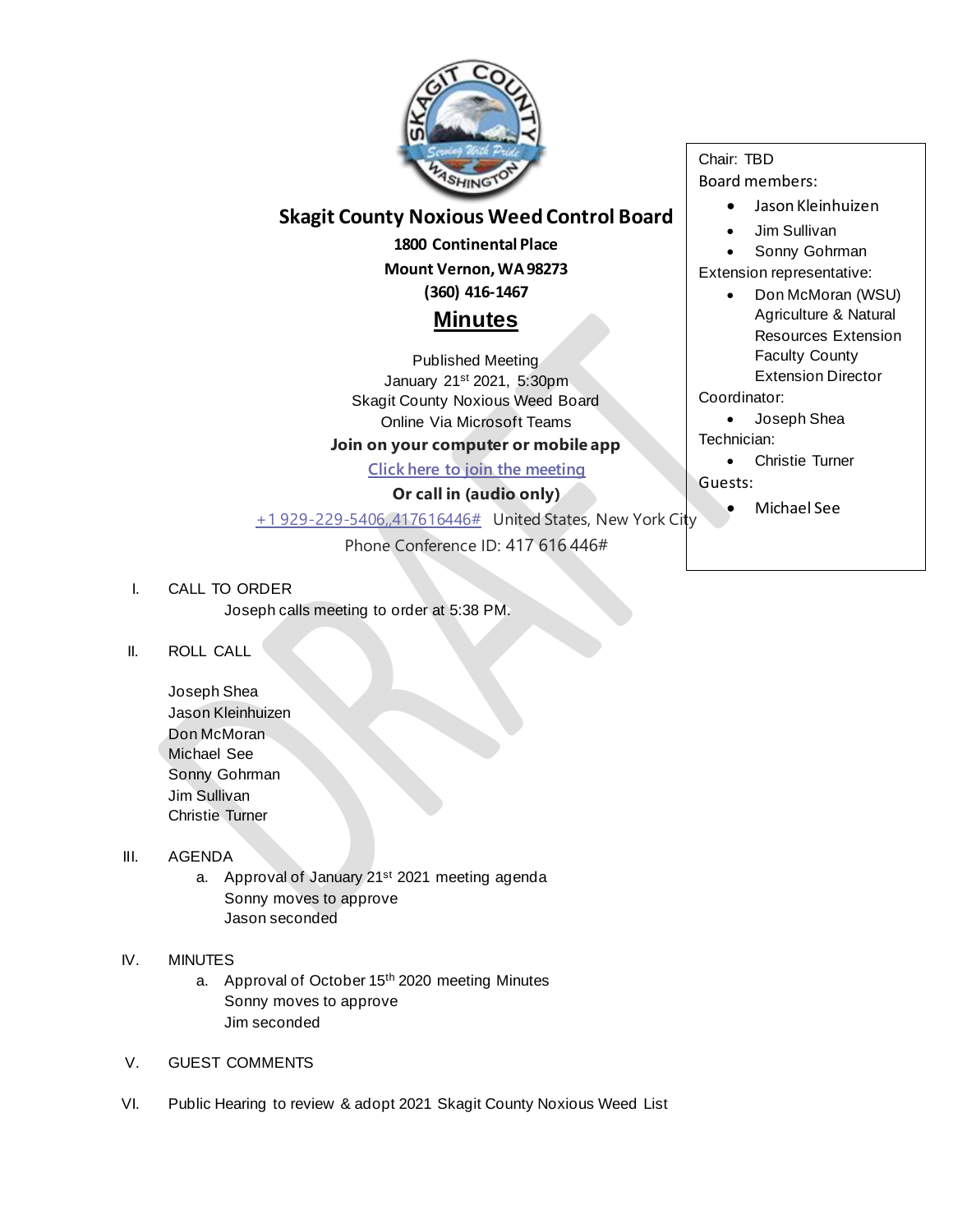# Skagit County Noxious Weed Control Board

**1800 Continental Place**
**Mount Vernon, WA 98273**
**(360) 416-1467**

## Minutes

Published Meeting
January 21st 2021, 5:30pm
Skagit County Noxious Weed Board
Online Via Microsoft Teams

**Join on your computer or mobile app**

Click here to join the meeting

**Or call in (audio only)**

+1 929-229-5406,,417616446# United States, New York City

Phone Conference ID: 417 616 446#

Chair: TBD

Board members:

- Jason Kleinhuizen
- Jim Sullivan
- Sonny Gohrman

Extension representative:

- Don McMoran (WSU) Agriculture & Natural Resources Extension Faculty County Extension Director

Coordinator:

- Joseph Shea

Technician:

- Christie Turner

Guests:

- Michael See

I. CALL TO ORDER

Joseph calls meeting to order at 5:38 PM.

II. ROLL CALL

Joseph Shea
Jason Kleinhuizen
Don McMoran
Michael See
Sonny Gohrman
Jim Sullivan
Christie Turner

III. AGENDA

a. Approval of January 21st 2021 meeting agenda
Sonny moves to approve
Jason seconded

IV. MINUTES

a. Approval of October 15th 2020 meeting Minutes
Sonny moves to approve
Jim seconded

V. GUEST COMMENTS

VI. Public Hearing to review & adopt 2021 Skagit County Noxious Weed List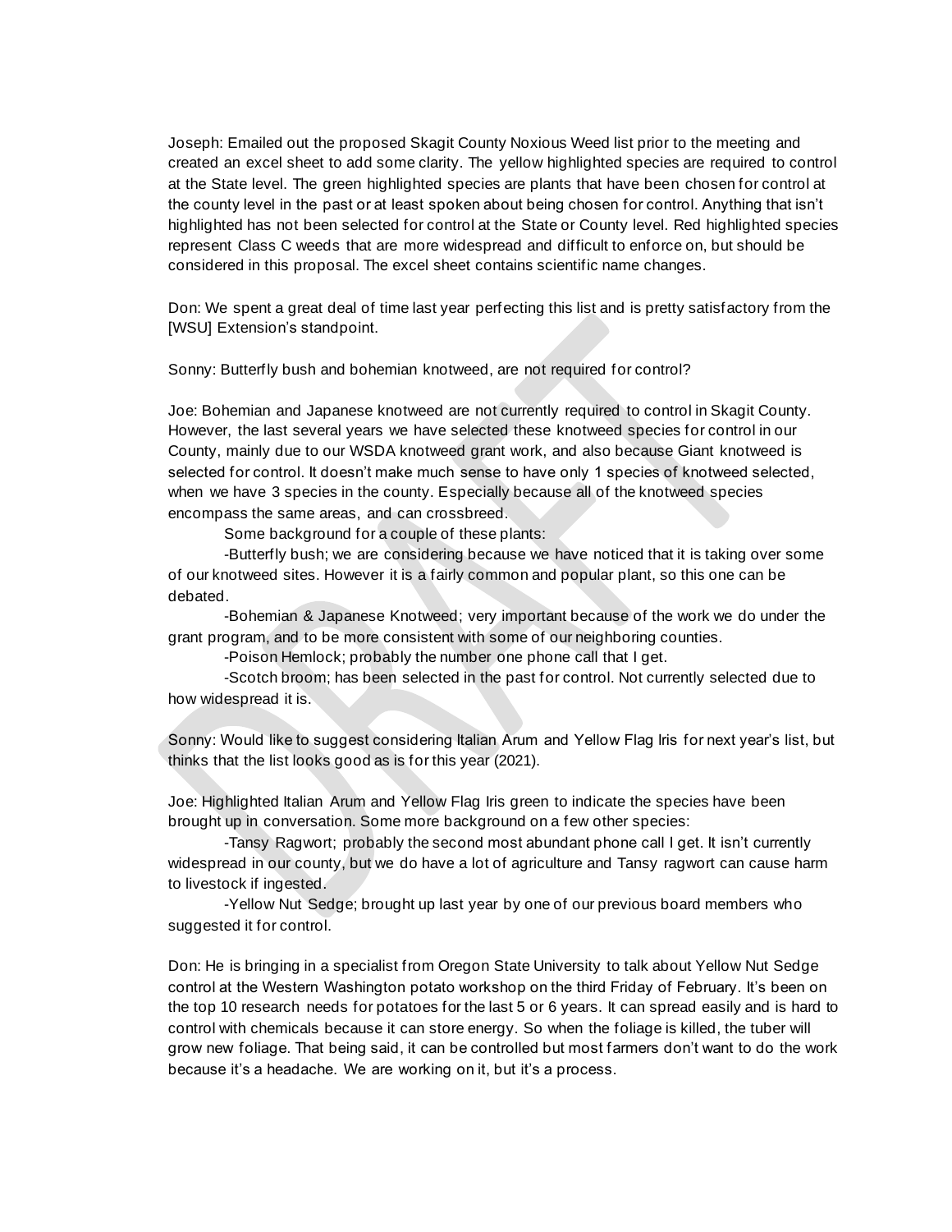Joseph: Emailed out the proposed Skagit County Noxious Weed list prior to the meeting and created an excel sheet to add some clarity. The yellow highlighted species are required to control at the State level. The green highlighted species are plants that have been chosen for control at the county level in the past or at least spoken about being chosen for control. Anything that isn't highlighted has not been selected for control at the State or County level. Red highlighted species represent Class C weeds that are more widespread and difficult to enforce on, but should be considered in this proposal. The excel sheet contains scientific name changes.

Don: We spent a great deal of time last year perfecting this list and is pretty satisfactory from the [WSU] Extension's standpoint.

Sonny: Butterfly bush and bohemian knotweed, are not required for control?

Joe: Bohemian and Japanese knotweed are not currently required to control in Skagit County. However, the last several years we have selected these knotweed species for control in our County, mainly due to our WSDA knotweed grant work, and also because Giant knotweed is selected for control. It doesn't make much sense to have only 1 species of knotweed selected, when we have 3 species in the county. Especially because all of the knotweed species encompass the same areas, and can crossbreed.

Some background for a couple of these plants:

-Butterfly bush; we are considering because we have noticed that it is taking over some of our knotweed sites. However it is a fairly common and popular plant, so this one can be debated.

-Bohemian & Japanese Knotweed; very important because of the work we do under the grant program, and to be more consistent with some of our neighboring counties.

-Poison Hemlock; probably the number one phone call that I get.

-Scotch broom; has been selected in the past for control. Not currently selected due to how widespread it is.

Sonny: Would like to suggest considering Italian Arum and Yellow Flag Iris for next year's list, but thinks that the list looks good as is for this year (2021).

Joe: Highlighted Italian Arum and Yellow Flag Iris green to indicate the species have been brought up in conversation. Some more background on a few other species:

-Tansy Ragwort; probably the second most abundant phone call I get. It isn't currently widespread in our county, but we do have a lot of agriculture and Tansy ragwort can cause harm to livestock if ingested.

-Yellow Nut Sedge; brought up last year by one of our previous board members who suggested it for control.

Don: He is bringing in a specialist from Oregon State University to talk about Yellow Nut Sedge control at the Western Washington potato workshop on the third Friday of February. It's been on the top 10 research needs for potatoes for the last 5 or 6 years. It can spread easily and is hard to control with chemicals because it can store energy. So when the foliage is killed, the tuber will grow new foliage. That being said, it can be controlled but most farmers don't want to do the work because it's a headache. We are working on it, but it's a process.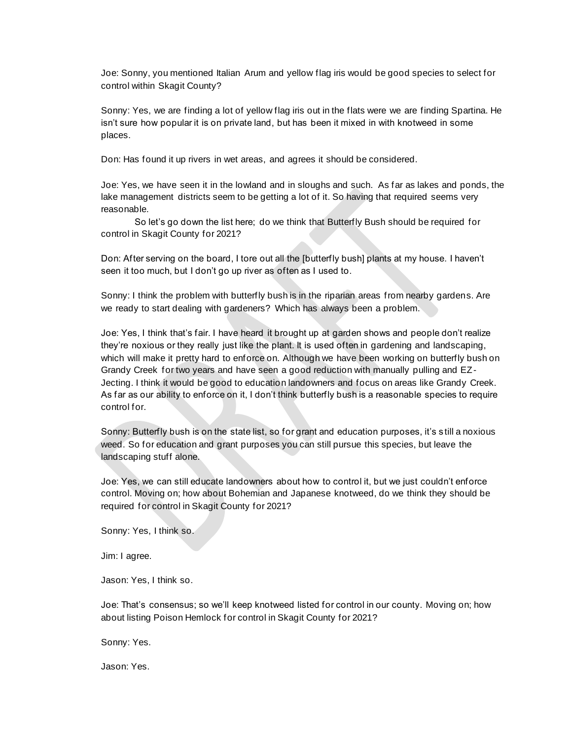Joe: Sonny, you mentioned Italian Arum and yellow flag iris would be good species to select for control within Skagit County?

Sonny: Yes, we are finding a lot of yellow flag iris out in the flats were we are finding Spartina. He isn't sure how popular it is on private land, but has been it mixed in with knotweed in some places.

Don: Has found it up rivers in wet areas, and agrees it should be considered.

Joe: Yes, we have seen it in the lowland and in sloughs and such. As far as lakes and ponds, the lake management districts seem to be getting a lot of it. So having that required seems very reasonable.

So let's go down the list here; do we think that Butterfly Bush should be required for control in Skagit County for 2021?

Don: After serving on the board, I tore out all the [butterfly bush] plants at my house. I haven't seen it too much, but I don't go up river as often as I used to.

Sonny: I think the problem with butterfly bush is in the riparian areas from nearby gardens. Are we ready to start dealing with gardeners? Which has always been a problem.

Joe: Yes, I think that's fair. I have heard it brought up at garden shows and people don't realize they're noxious or they really just like the plant. It is used often in gardening and landscaping, which will make it pretty hard to enforce on. Although we have been working on butterfly bush on Grandy Creek for two years and have seen a good reduction with manually pulling and EZ-Jecting. I think it would be good to education landowners and focus on areas like Grandy Creek. As far as our ability to enforce on it, I don't think butterfly bush is a reasonable species to require control for.

Sonny: Butterfly bush is on the state list, so for grant and education purposes, it's still a noxious weed. So for education and grant purposes you can still pursue this species, but leave the landscaping stuff alone.

Joe: Yes, we can still educate landowners about how to control it, but we just couldn't enforce control. Moving on; how about Bohemian and Japanese knotweed, do we think they should be required for control in Skagit County for 2021?

Sonny: Yes, I think so.

Jim: I agree.

Jason: Yes, I think so.

Joe: That's consensus; so we'll keep knotweed listed for control in our county. Moving on; how about listing Poison Hemlock for control in Skagit County for 2021?

Sonny: Yes.

Jason: Yes.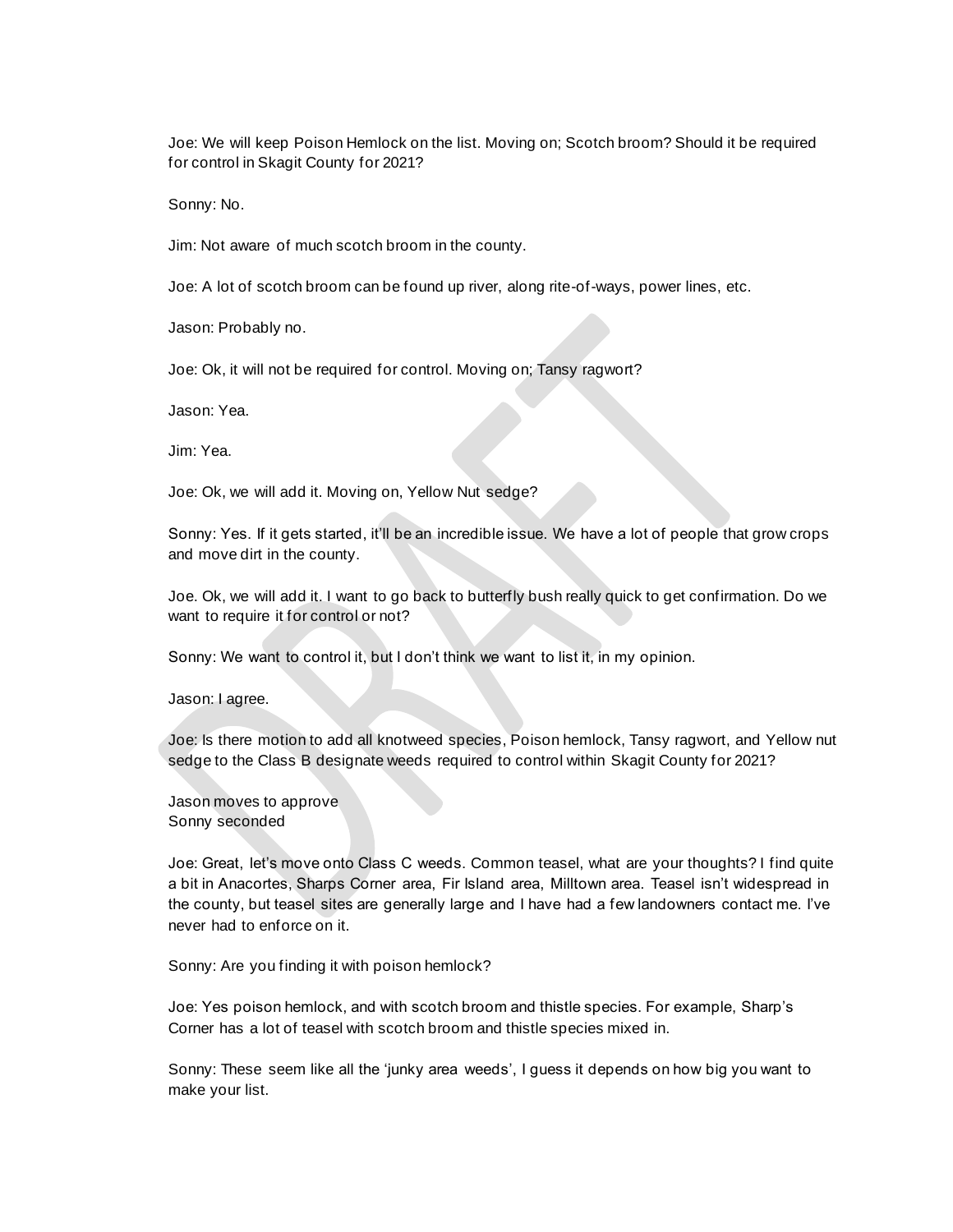Joe: We will keep Poison Hemlock on the list. Moving on; Scotch broom? Should it be required for control in Skagit County for 2021?

Sonny: No.

Jim: Not aware of much scotch broom in the county.

Joe: A lot of scotch broom can be found up river, along rite-of-ways, power lines, etc.

Jason: Probably no.

Joe: Ok, it will not be required for control. Moving on; Tansy ragwort?

Jason: Yea.

Jim: Yea.

Joe: Ok, we will add it. Moving on, Yellow Nut sedge?

Sonny: Yes. If it gets started, it'll be an incredible issue. We have a lot of people that grow crops and move dirt in the county.

Joe. Ok, we will add it. I want to go back to butterfly bush really quick to get confirmation. Do we want to require it for control or not?

Sonny: We want to control it, but I don't think we want to list it, in my opinion.

Jason: I agree.

Joe: Is there motion to add all knotweed species, Poison hemlock, Tansy ragwort, and Yellow nut sedge to the Class B designate weeds required to control within Skagit County for 2021?

Jason moves to approve
Sonny seconded

Joe: Great, let's move onto Class C weeds. Common teasel, what are your thoughts? I find quite a bit in Anacortes, Sharps Corner area, Fir Island area, Milltown area. Teasel isn't widespread in the county, but teasel sites are generally large and I have had a few landowners contact me. I've never had to enforce on it.

Sonny: Are you finding it with poison hemlock?

Joe: Yes poison hemlock, and with scotch broom and thistle species. For example, Sharp's Corner has a lot of teasel with scotch broom and thistle species mixed in.

Sonny: These seem like all the 'junky area weeds', I guess it depends on how big you want to make your list.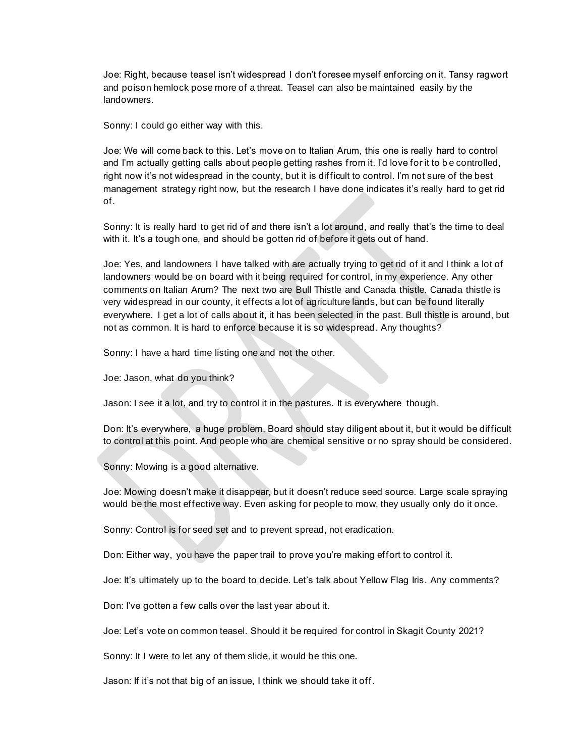Joe: Right, because teasel isn't widespread I don't foresee myself enforcing on it. Tansy ragwort and poison hemlock pose more of a threat. Teasel can also be maintained easily by the landowners.

Sonny: I could go either way with this.

Joe: We will come back to this. Let's move on to Italian Arum, this one is really hard to control and I'm actually getting calls about people getting rashes from it. I'd love for it to b e controlled, right now it's not widespread in the county, but it is difficult to control. I'm not sure of the best management strategy right now, but the research I have done indicates it's really hard to get rid of.

Sonny: It is really hard to get rid of and there isn't a lot around, and really that's the time to deal with it. It's a tough one, and should be gotten rid of before it gets out of hand.

Joe: Yes, and landowners I have talked with are actually trying to get rid of it and I think a lot of landowners would be on board with it being required for control, in my experience. Any other comments on Italian Arum? The next two are Bull Thistle and Canada thistle. Canada thistle is very widespread in our county, it effects a lot of agriculture lands, but can be found literally everywhere. I get a lot of calls about it, it has been selected in the past. Bull thistle is around, but not as common. It is hard to enforce because it is so widespread. Any thoughts?

Sonny: I have a hard time listing one and not the other.

Joe: Jason, what do you think?

Jason: I see it a lot, and try to control it in the pastures. It is everywhere though.

Don: It's everywhere, a huge problem. Board should stay diligent about it, but it would be difficult to control at this point. And people who are chemical sensitive or no spray should be considered.

Sonny: Mowing is a good alternative.

Joe: Mowing doesn't make it disappear, but it doesn't reduce seed source. Large scale spraying would be the most effective way. Even asking for people to mow, they usually only do it once.

Sonny: Control is for seed set and to prevent spread, not eradication.

Don: Either way, you have the paper trail to prove you're making effort to control it.

Joe: It's ultimately up to the board to decide. Let's talk about Yellow Flag Iris. Any comments?

Don: I've gotten a few calls over the last year about it.

Joe: Let's vote on common teasel. Should it be required for control in Skagit County 2021?

Sonny: It I were to let any of them slide, it would be this one.

Jason: If it's not that big of an issue, I think we should take it off.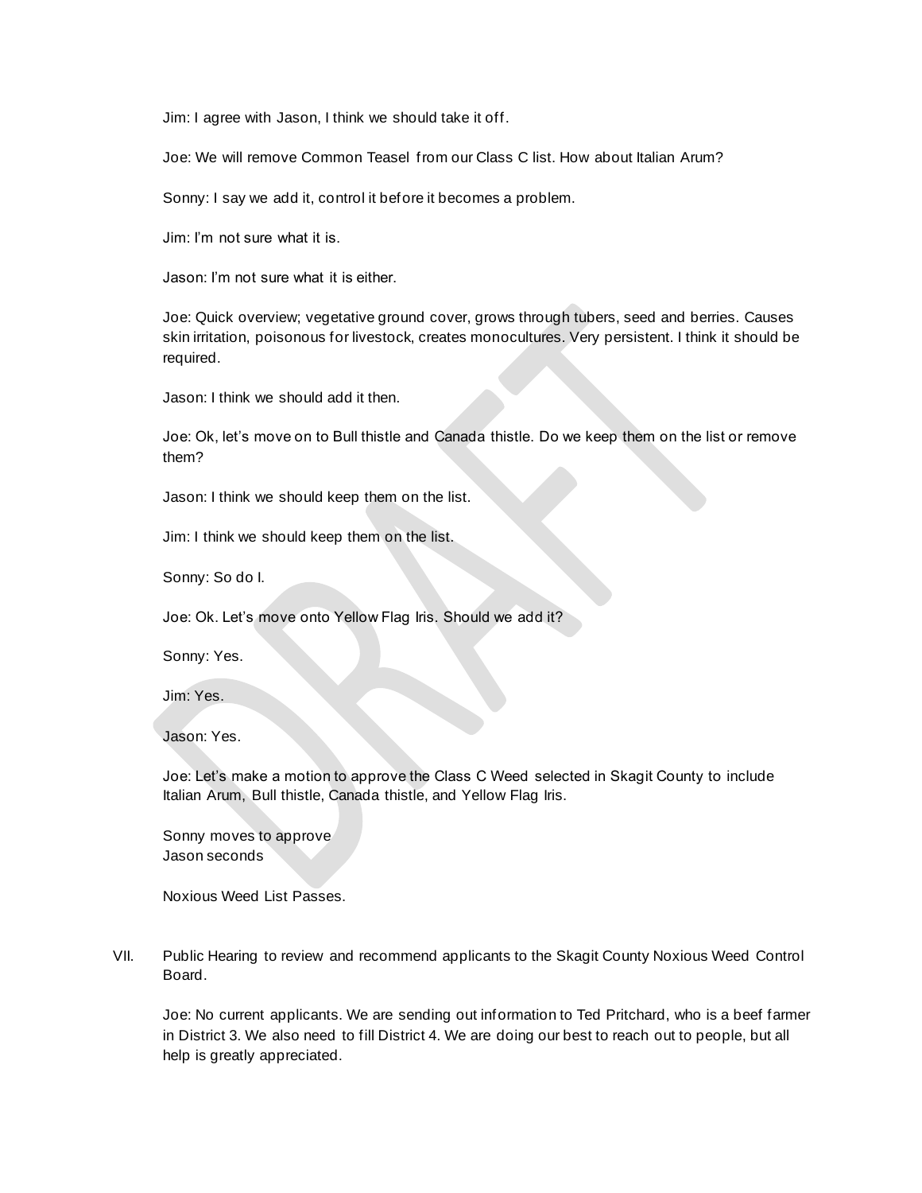Jim: I agree with Jason, I think we should take it off.

Joe: We will remove Common Teasel from our Class C list. How about Italian Arum?

Sonny: I say we add it, control it before it becomes a problem.

Jim: I'm not sure what it is.

Jason: I'm not sure what it is either.

Joe: Quick overview; vegetative ground cover, grows through tubers, seed and berries. Causes skin irritation, poisonous for livestock, creates monocultures. Very persistent. I think it should be required.

Jason: I think we should add it then.

Joe: Ok, let's move on to Bull thistle and Canada thistle. Do we keep them on the list or remove them?

Jason: I think we should keep them on the list.

Jim: I think we should keep them on the list.

Sonny: So do I.

Joe: Ok. Let's move onto Yellow Flag Iris. Should we add it?

Sonny: Yes.

Jim: Yes.

Jason: Yes.

Joe: Let's make a motion to approve the Class C Weed selected in Skagit County to include Italian Arum, Bull thistle, Canada thistle, and Yellow Flag Iris.

Sonny moves to approve
Jason seconds

Noxious Weed List Passes.

VII. Public Hearing to review and recommend applicants to the Skagit County Noxious Weed Control Board.

Joe: No current applicants. We are sending out information to Ted Pritchard, who is a beef farmer in District 3. We also need to fill District 4. We are doing our best to reach out to people, but all help is greatly appreciated.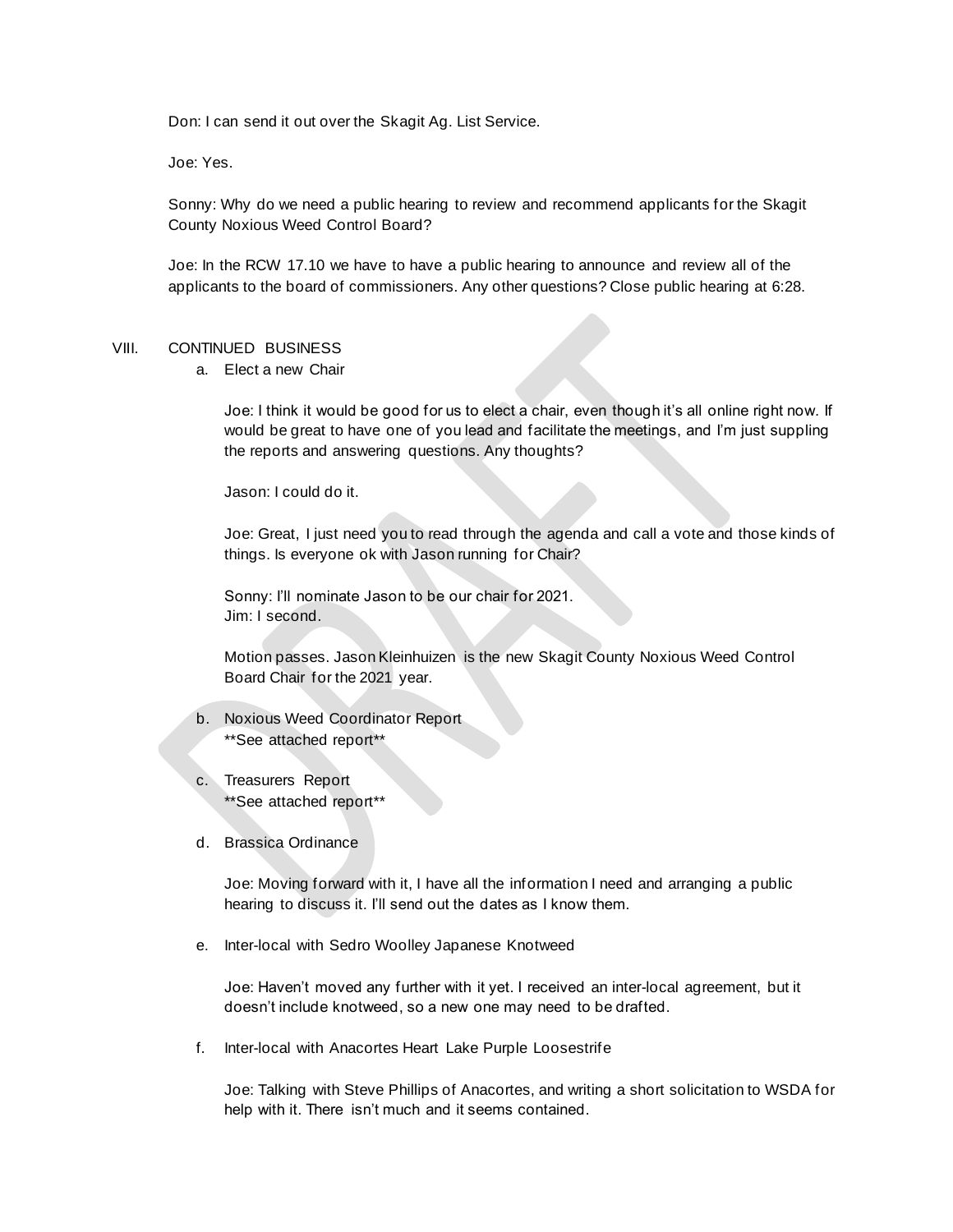Don: I can send it out over the Skagit Ag. List Service.

Joe: Yes.

Sonny: Why do we need a public hearing to review and recommend applicants for the Skagit County Noxious Weed Control Board?

Joe: In the RCW 17.10 we have to have a public hearing to announce and review all of the applicants to the board of commissioners. Any other questions? Close public hearing at 6:28.

VIII. CONTINUED BUSINESS

a. Elect a new Chair

Joe: I think it would be good for us to elect a chair, even though it's all online right now. If would be great to have one of you lead and facilitate the meetings, and I'm just suppling the reports and answering questions. Any thoughts?

Jason: I could do it.

Joe: Great, I just need you to read through the agenda and call a vote and those kinds of things. Is everyone ok with Jason running for Chair?

Sonny: I'll nominate Jason to be our chair for 2021.
Jim: I second.

Motion passes. Jason Kleinhuizen is the new Skagit County Noxious Weed Control Board Chair for the 2021 year.

b. Noxious Weed Coordinator Report
**See attached report**

c. Treasurers Report
**See attached report**

d. Brassica Ordinance

Joe: Moving forward with it, I have all the information I need and arranging a public hearing to discuss it. I'll send out the dates as I know them.

e. Inter-local with Sedro Woolley Japanese Knotweed

Joe: Haven't moved any further with it yet. I received an inter-local agreement, but it doesn't include knotweed, so a new one may need to be drafted.

f. Inter-local with Anacortes Heart Lake Purple Loosestrife

Joe: Talking with Steve Phillips of Anacortes, and writing a short solicitation to WSDA for help with it. There isn't much and it seems contained.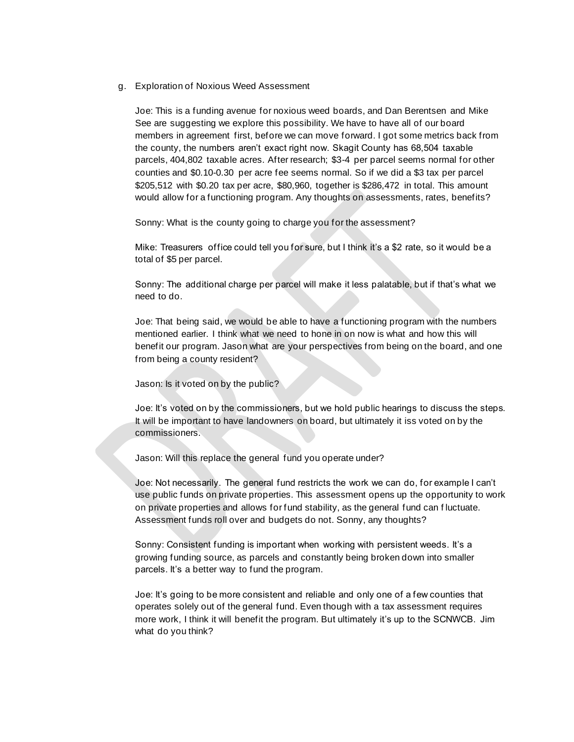g. Exploration of Noxious Weed Assessment

Joe: This is a funding avenue for noxious weed boards, and Dan Berentsen and Mike See are suggesting we explore this possibility. We have to have all of our board members in agreement first, before we can move forward. I got some metrics back from the county, the numbers aren't exact right now. Skagit County has 68,504 taxable parcels, 404,802 taxable acres. After research; $3-4 per parcel seems normal for other counties and $0.10-0.30 per acre fee seems normal. So if we did a $3 tax per parcel $205,512 with $0.20 tax per acre, $80,960, together is $286,472 in total. This amount would allow for a functioning program. Any thoughts on assessments, rates, benefits?

Sonny: What is the county going to charge you for the assessment?

Mike: Treasurers office could tell you for sure, but I think it's a $2 rate, so it would be a total of $5 per parcel.

Sonny: The additional charge per parcel will make it less palatable, but if that's what we need to do.

Joe: That being said, we would be able to have a functioning program with the numbers mentioned earlier. I think what we need to hone in on now is what and how this will benefit our program. Jason what are your perspectives from being on the board, and one from being a county resident?

Jason: Is it voted on by the public?

Joe: It's voted on by the commissioners, but we hold public hearings to discuss the steps. It will be important to have landowners on board, but ultimately it iss voted on by the commissioners.

Jason: Will this replace the general fund you operate under?

Joe: Not necessarily. The general fund restricts the work we can do, for example I can't use public funds on private properties. This assessment opens up the opportunity to work on private properties and allows for fund stability, as the general fund can fluctuate. Assessment funds roll over and budgets do not. Sonny, any thoughts?

Sonny: Consistent funding is important when working with persistent weeds. It's a growing funding source, as parcels and constantly being broken down into smaller parcels. It's a better way to fund the program.

Joe: It's going to be more consistent and reliable and only one of a few counties that operates solely out of the general fund. Even though with a tax assessment requires more work, I think it will benefit the program. But ultimately it's up to the SCNWCB. Jim what do you think?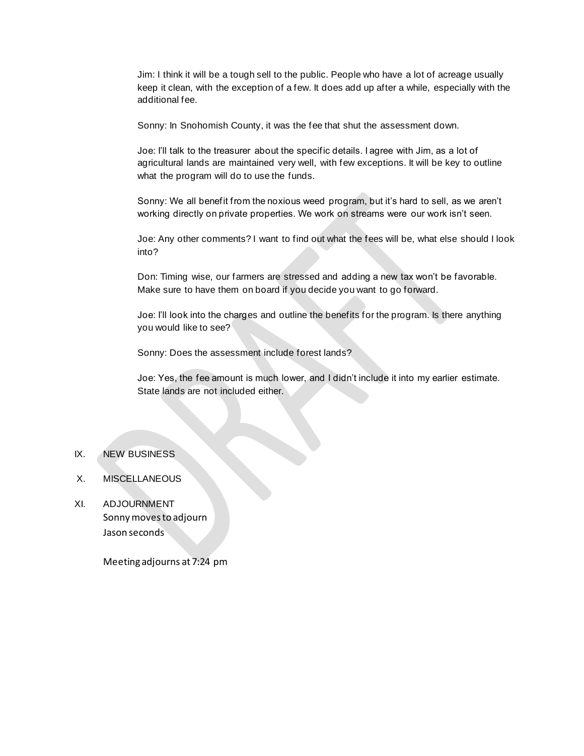Jim: I think it will be a tough sell to the public. People who have a lot of acreage usually keep it clean, with the exception of a few. It does add up after a while, especially with the additional fee.

Sonny: In Snohomish County, it was the fee that shut the assessment down.

Joe: I'll talk to the treasurer about the specific details. I agree with Jim, as a lot of agricultural lands are maintained very well, with few exceptions. It will be key to outline what the program will do to use the funds.

Sonny: We all benefit from the noxious weed program, but it's hard to sell, as we aren't working directly on private properties. We work on streams were our work isn't seen.

Joe: Any other comments? I want to find out what the fees will be, what else should I look into?

Don: Timing wise, our farmers are stressed and adding a new tax won't be favorable. Make sure to have them on board if you decide you want to go forward.

Joe: I'll look into the charges and outline the benefits for the program. Is there anything you would like to see?

Sonny: Does the assessment include forest lands?

Joe: Yes, the fee amount is much lower, and I didn't include it into my earlier estimate. State lands are not included either.

IX. NEW BUSINESS

X. MISCELLANEOUS

XI. ADJOURNMENT

Sonny moves to adjourn
Jason seconds

Meeting adjourns at 7:24 pm